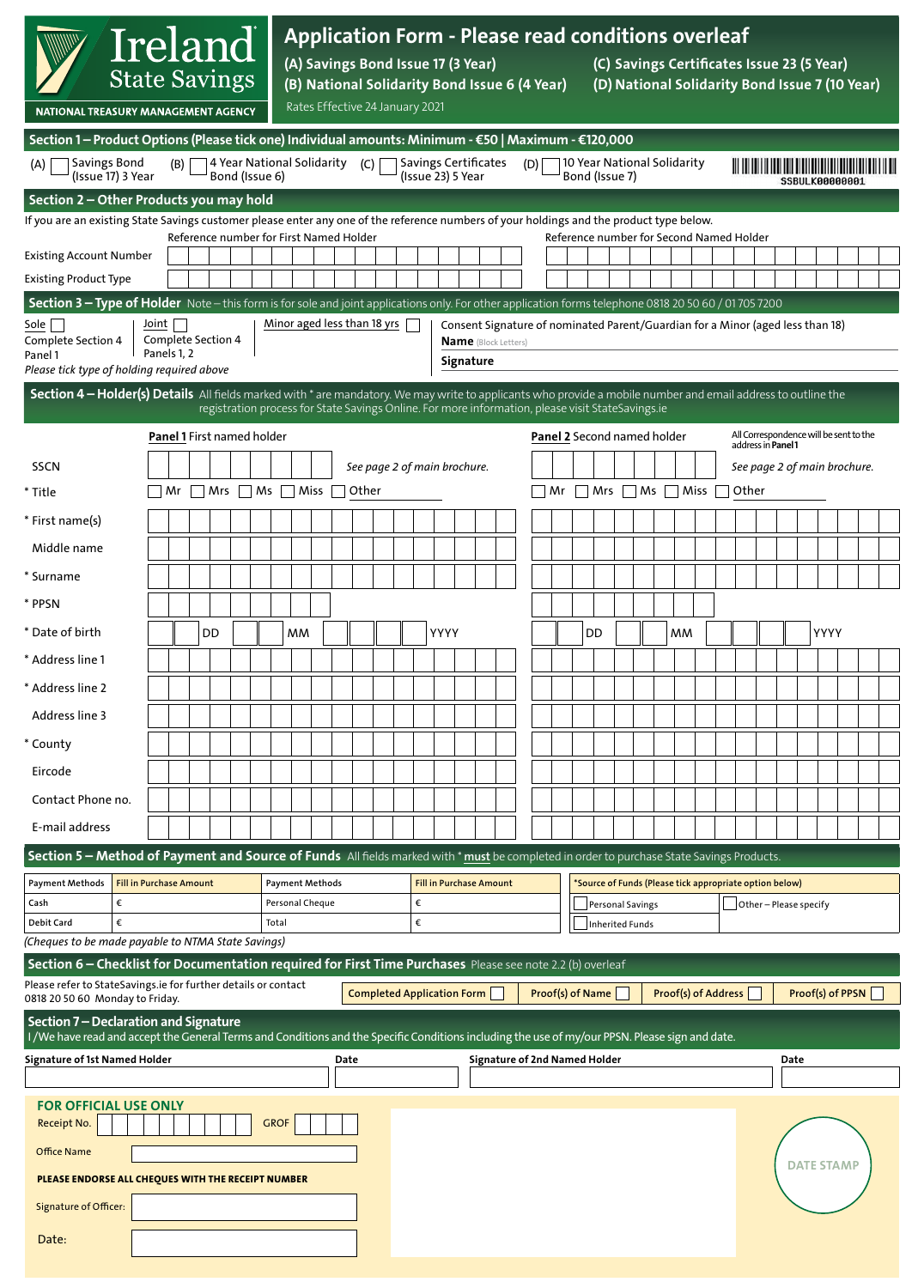# Ireland State Savings

NATIONAL TREASURY MANAGEMENT AGENCY

## Application Form - Please read conditions overleaf

**(A) Savings Bond Issue 17 (3 Year)**
**(B) National Solidarity Bond Issue 6 (4 Year)**
**(C) Savings Certificates Issue 23 (5 Year)**
**(D) National Solidarity Bond Issue 7 (10 Year)**

Rates Effective 24 January 2021

### Section 1 – Product Options (Please tick one) Individual amounts: Minimum - €50 | Maximum - €120,000

(A) ☐ Savings Bond (Issue 17) 3 Year    (B) ☐ 4 Year National Solidarity Bond (Issue 6)    (C) ☐ Savings Certificates (Issue 23) 5 Year    (D) ☐ 10 Year National Solidarity Bond (Issue 7)

SSBULK00000001

### Section 2 – Other Products you may hold

If you are an existing State Savings customer please enter any one of the reference numbers of your holdings and the product type below.

| | Reference number for First Named Holder | Reference number for Second Named Holder |
|---|---|---|
| Existing Account Number | | |
| Existing Product Type | | |

### Section 3 – Type of Holder

Note – this form is for sole and joint applications only. For other application forms telephone 0818 20 50 60 / 01 705 7200

Sole ☐ Complete Section 4 Panel 1

Joint ☐ Complete Section 4 Panels 1, 2

Minor aged less than 18 yrs ☐

*Please tick type of holding required above*

Consent Signature of nominated Parent/Guardian for a Minor (aged less than 18)

**Name** (Block Letters)

**Signature**

### Section 4 – Holder(s) Details

All fields marked with * are mandatory. We may write to applicants who provide a mobile number and email address to outline the registration process for State Savings Online. For more information, please visit StateSavings.ie

All Correspondence will be sent to the address in **Panel 1**

| | **Panel 1** First named holder | **Panel 2** Second named holder |
|---|---|---|
| SSCN | *See page 2 of main brochure.* | *See page 2 of main brochure.* |
| * Title | ☐ Mr ☐ Mrs ☐ Ms ☐ Miss ☐ Other | ☐ Mr ☐ Mrs ☐ Ms ☐ Miss ☐ Other |
| * First name(s) | | |
| Middle name | | |
| * Surname | | |
| * PPSN | | |
| * Date of birth | DD MM YYYY | DD MM YYYY |
| * Address line 1 | | |
| * Address line 2 | | |
| Address line 3 | | |
| * County | | |
| Eircode | | |
| Contact Phone no. | | |
| E-mail address | | |

### Section 5 – Method of Payment and Source of Funds

All fields marked with * **must** be completed in order to purchase State Savings Products.

| Payment Methods | Fill in Purchase Amount | Payment Methods | Fill in Purchase Amount |
|---|---|---|---|
| Cash | € | Personal Cheque | € |
| Debit Card | € | Total | € |

*Source of Funds (Please tick appropriate option below)

☐ Personal Savings ☐ Other – Please specify

☐ Inherited Funds

*(Cheques to be made payable to NTMA State Savings)*

### Section 6 – Checklist for Documentation required for First Time Purchases

Please see note 2.2 (b) overleaf

Please refer to StateSavings.ie for further details or contact 0818 20 50 60 Monday to Friday.

Completed Application Form ☐ Proof(s) of Name ☐ Proof(s) of Address ☐ Proof(s) of PPSN ☐

### Section 7 – Declaration and Signature

I /We have read and accept the General Terms and Conditions and the Specific Conditions including the use of my/our PPSN. Please sign and date.

| Signature of 1st Named Holder | Date | Signature of 2nd Named Holder | Date |
|---|---|---|---|
| | | | |

**FOR OFFICIAL USE ONLY**

Receipt No. GROF

Office Name

**PLEASE ENDORSE ALL CHEQUES WITH THE RECEIPT NUMBER**

Signature of Officer:

Date:

DATE STAMP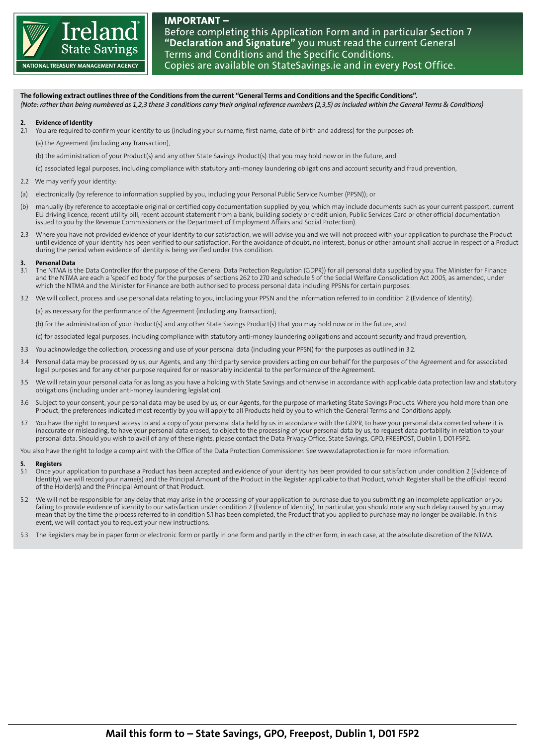Ireland State Savings
NATIONAL TREASURY MANAGEMENT AGENCY

**IMPORTANT –**
Before completing this Application Form and in particular Section 7 **"Declaration and Signature"** you must read the current General Terms and Conditions and the Specific Conditions.
Copies are available on StateSavings.ie and in every Post Office.

**The following extract outlines three of the Conditions from the current "General Terms and Conditions and the Specific Conditions".**
*(Note: rather than being numbered as 1,2,3 these 3 conditions carry their original reference numbers (2,3,5) as included within the General Terms & Conditions)*

**2. Evidence of Identity**

2.1 You are required to confirm your identity to us (including your surname, first name, date of birth and address) for the purposes of:

(a) the Agreement (including any Transaction);

(b) the administration of your Product(s) and any other State Savings Product(s) that you may hold now or in the future, and

(c) associated legal purposes, including compliance with statutory anti-money laundering obligations and account security and fraud prevention,

2.2 We may verify your identity:

(a) electronically (by reference to information supplied by you, including your Personal Public Service Number (PPSN)); or

(b) manually (by reference to acceptable original or certified copy documentation supplied by you, which may include documents such as your current passport, current EU driving licence, recent utility bill, recent account statement from a bank, building society or credit union, Public Services Card or other official documentation issued to you by the Revenue Commissioners or the Department of Employment Affairs and Social Protection).

2.3 Where you have not provided evidence of your identity to our satisfaction, we will advise you and we will not proceed with your application to purchase the Product until evidence of your identity has been verified to our satisfaction. For the avoidance of doubt, no interest, bonus or other amount shall accrue in respect of a Product during the period when evidence of identity is being verified under this condition.

**3. Personal Data**

3.1 The NTMA is the Data Controller (for the purpose of the General Data Protection Regulation (GDPR)) for all personal data supplied by you. The Minister for Finance and the NTMA are each a 'specified body' for the purposes of sections 262 to 270 and schedule 5 of the Social Welfare Consolidation Act 2005, as amended, under which the NTMA and the Minister for Finance are both authorised to process personal data including PPSNs for certain purposes.

3.2 We will collect, process and use personal data relating to you, including your PPSN and the information referred to in condition 2 (Evidence of Identity):

(a) as necessary for the performance of the Agreement (including any Transaction);

(b) for the administration of your Product(s) and any other State Savings Product(s) that you may hold now or in the future, and

(c) for associated legal purposes, including compliance with statutory anti-money laundering obligations and account security and fraud prevention,

3.3 You acknowledge the collection, processing and use of your personal data (including your PPSN) for the purposes as outlined in 3.2.

3.4 Personal data may be processed by us, our Agents, and any third party service providers acting on our behalf for the purposes of the Agreement and for associated legal purposes and for any other purpose required for or reasonably incidental to the performance of the Agreement.

3.5 We will retain your personal data for as long as you have a holding with State Savings and otherwise in accordance with applicable data protection law and statutory obligations (including under anti-money laundering legislation).

3.6 Subject to your consent, your personal data may be used by us, or our Agents, for the purpose of marketing State Savings Products. Where you hold more than one Product, the preferences indicated most recently by you will apply to all Products held by you to which the General Terms and Conditions apply.

3.7 You have the right to request access to and a copy of your personal data held by us in accordance with the GDPR, to have your personal data corrected where it is inaccurate or misleading, to have your personal data erased, to object to the processing of your personal data by us, to request data portability in relation to your personal data. Should you wish to avail of any of these rights, please contact the Data Privacy Office, State Savings, GPO, FREEPOST, Dublin 1, D01 F5P2.

You also have the right to lodge a complaint with the Office of the Data Protection Commissioner. See www.dataprotection.ie for more information.

**5. Registers**

5.1 Once your application to purchase a Product has been accepted and evidence of your identity has been provided to our satisfaction under condition 2 (Evidence of Identity), we will record your name(s) and the Principal Amount of the Product in the Register applicable to that Product, which Register shall be the official record of the Holder(s) and the Principal Amount of that Product.

5.2 We will not be responsible for any delay that may arise in the processing of your application to purchase due to you submitting an incomplete application or you failing to provide evidence of identity to our satisfaction under condition 2 (Evidence of Identity). In particular, you should note any such delay caused by you may mean that by the time the process referred to in condition 5.1 has been completed, the Product that you applied to purchase may no longer be available. In this event, we will contact you to request your new instructions.

5.3 The Registers may be in paper form or electronic form or partly in one form and partly in the other form, in each case, at the absolute discretion of the NTMA.

**Mail this form to – State Savings, GPO, Freepost, Dublin 1, D01 F5P2**